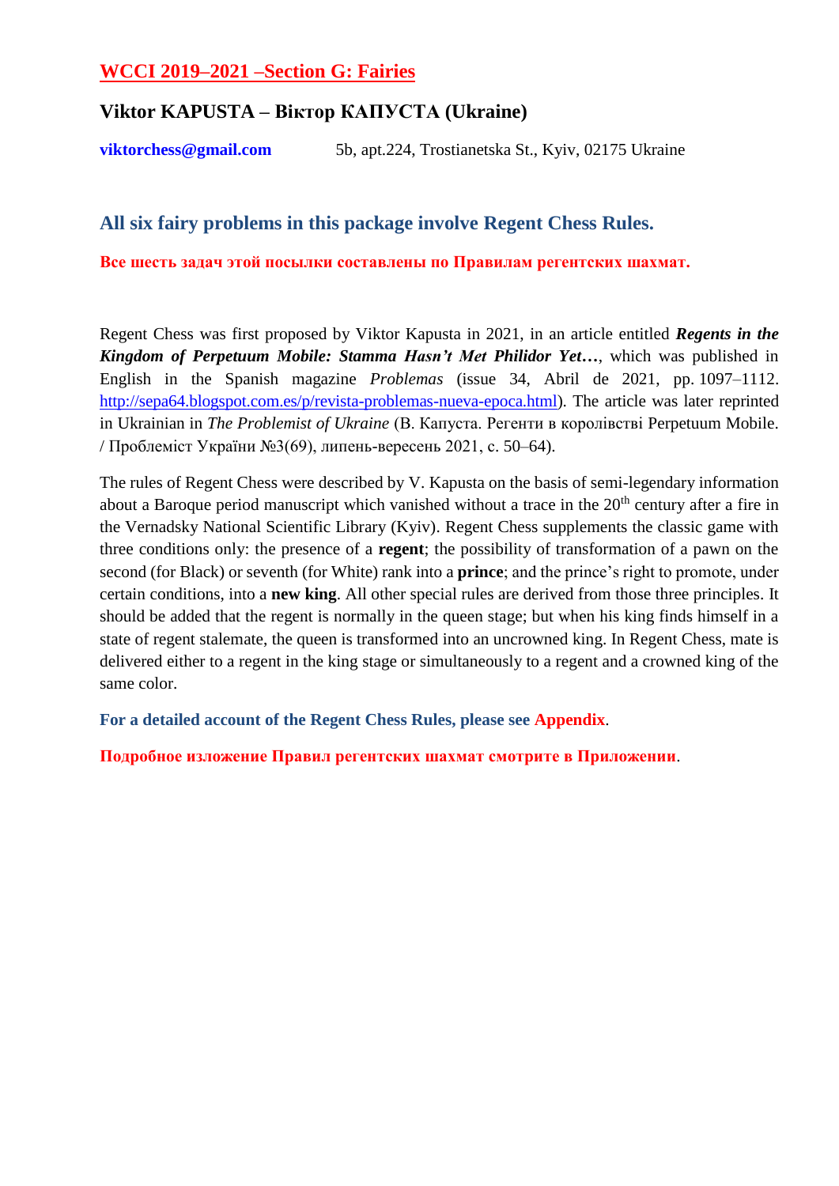## WCCI 2019–2021 –Section G: Fairies

### Viktor KAPUSTA – Віктор КАПУСТА (Ukraine)

**viktorchess@gmail.com** 5b, apt.224, Trostianetska St., Kyiv, 02175 Ukraine

### All six fairy problems in this package involve Regent Chess Rules.

**Все шесть задач этой посылки составлены по Правилам регентских шахмат.**

Regent Chess was first proposed by Viktor Kapusta in 2021, in an article entitled ***Regents in the Kingdom of Perpetuum Mobile: Stamma Hasn't Met Philidor Yet…***, which was published in English in the Spanish magazine *Problemas* (issue 34, Abril de 2021, pp. 1097–1112. http://sepa64.blogspot.com.es/p/revista-problemas-nueva-epoca.html). The article was later reprinted in Ukrainian in *The Problemist of Ukraine* (В. Капуста. Регенти в королівстві Perpetuum Mobile. / Проблеміст України №3(69), липень-вересень 2021, с. 50–64).

The rules of Regent Chess were described by V. Kapusta on the basis of semi-legendary information about a Baroque period manuscript which vanished without a trace in the 20th century after a fire in the Vernadsky National Scientific Library (Kyiv). Regent Chess supplements the classic game with three conditions only: the presence of a **regent**; the possibility of transformation of a pawn on the second (for Black) or seventh (for White) rank into a **prince**; and the prince's right to promote, under certain conditions, into a **new king**. All other special rules are derived from those three principles. It should be added that the regent is normally in the queen stage; but when his king finds himself in a state of regent stalemate, the queen is transformed into an uncrowned king. In Regent Chess, mate is delivered either to a regent in the king stage or simultaneously to a regent and a crowned king of the same color.

**For a detailed account of the Regent Chess Rules, please see Appendix.**

**Подробное изложение Правил регентских шахмат смотрите в Приложении.**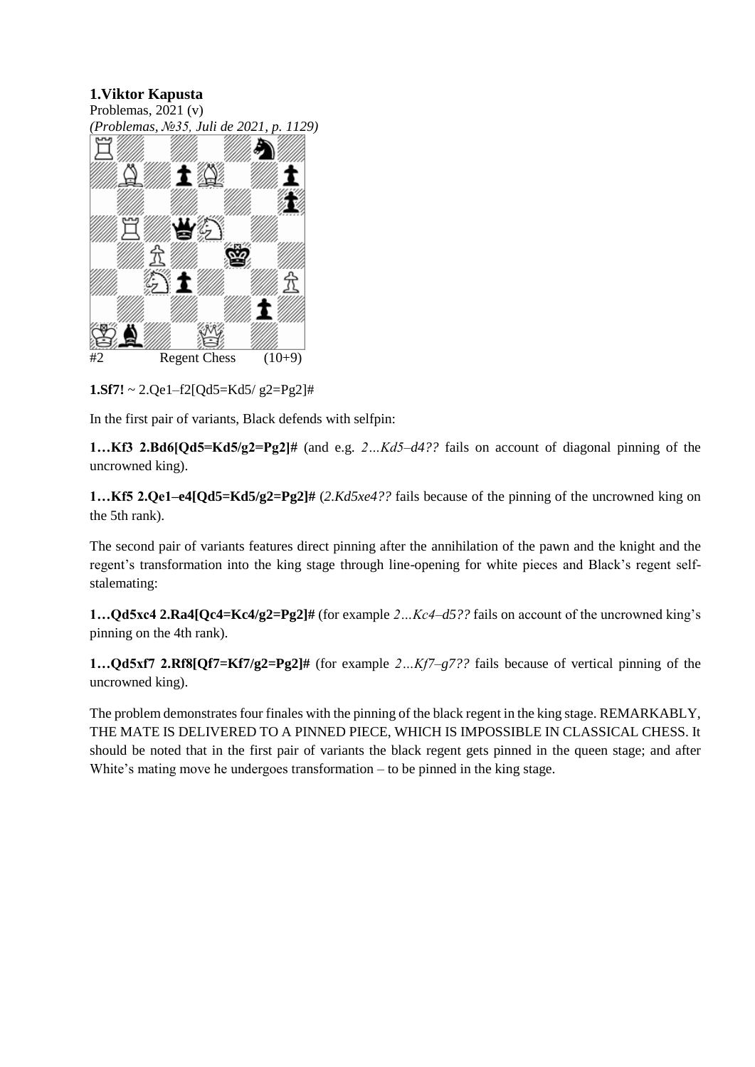## 1.Viktor Kapusta

Problemas, 2021 (v)

*(Problemas, №35, Juli de 2021, p. 1129)*

#2 Regent Chess (10+9)

**1.Sf7!** ~ 2.Qe1–f2[Qd5=Kd5/ g2=Pg2]#

In the first pair of variants, Black defends with selfpin:

**1…Kf3 2.Bd6[Qd5=Kd5/g2=Pg2]#** (and e.g. *2…Kd5–d4??* fails on account of diagonal pinning of the uncrowned king).

**1…Kf5 2.Qe1–e4[Qd5=Kd5/g2=Pg2]#** (*2.Kd5xe4??* fails because of the pinning of the uncrowned king on the 5th rank).

The second pair of variants features direct pinning after the annihilation of the pawn and the knight and the regent's transformation into the king stage through line-opening for white pieces and Black's regent self-stalemating:

**1…Qd5xc4 2.Ra4[Qc4=Kc4/g2=Pg2]#** (for example *2…Kc4–d5??* fails on account of the uncrowned king's pinning on the 4th rank).

**1…Qd5xf7 2.Rf8[Qf7=Kf7/g2=Pg2]#** (for example *2…Kf7–g7??* fails because of vertical pinning of the uncrowned king).

The problem demonstrates four finales with the pinning of the black regent in the king stage. REMARKABLY, THE MATE IS DELIVERED TO A PINNED PIECE, WHICH IS IMPOSSIBLE IN CLASSICAL CHESS. It should be noted that in the first pair of variants the black regent gets pinned in the queen stage; and after White's mating move he undergoes transformation – to be pinned in the king stage.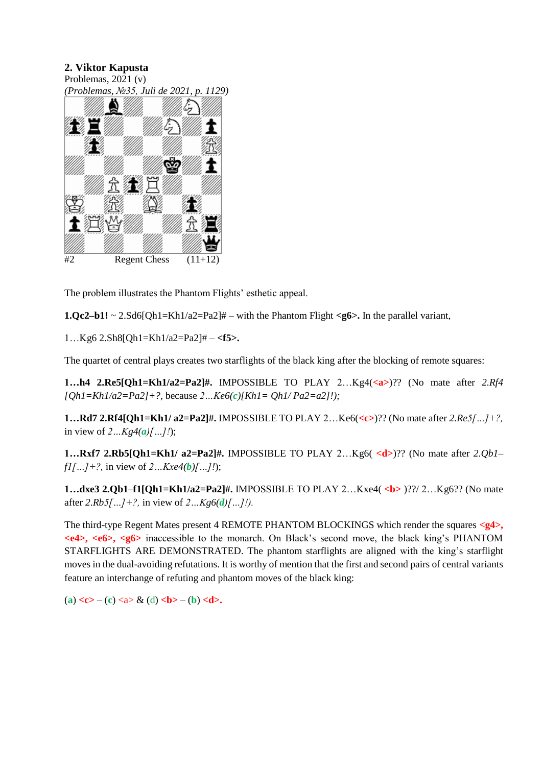**2. Viktor Kapusta**
Problemas, 2021 (v)
*(Problemas, №35, Juli de 2021, p. 1129)*

#2 Regent Chess (11+12)

The problem illustrates the Phantom Flights' esthetic appeal.

**1.Qc2–b1!** ~ 2.Sd6[Qh1=Kh1/a2=Pa2]# – with the Phantom Flight **<g6>.** In the parallel variant,

1…Kg6 2.Sh8[Qh1=Kh1/a2=Pa2]# – **<f5>.**

The quartet of central plays creates two starflights of the black king after the blocking of remote squares:

**1…h4 2.Re5[Qh1=Kh1/a2=Pa2]#.** IMPOSSIBLE TO PLAY 2…Kg4(**<a>**)?? (No mate after *2.Rf4 [Qh1=Kh1/a2=Pa2]+?*, because *2…Ke6(**c**)[Kh1= Qh1/ Pa2=a2]!);*

**1…Rd7 2.Rf4[Qh1=Kh1/ a2=Pa2]#.** IMPOSSIBLE TO PLAY 2…Ke6(**<c>**)?? (No mate after *2.Re5[…]+?,* in view of *2…Kg4(**a**)[…]!*);

**1…Rxf7 2.Rb5[Qh1=Kh1/ a2=Pa2]#.** IMPOSSIBLE TO PLAY 2…Kg6( **<d>**)?? (No mate after *2.Qb1–f1[…]+?,* in view of *2…Kxe4(**b**)[…]!*);

**1…dxe3 2.Qb1–f1[Qh1=Kh1/a2=Pa2]#.** IMPOSSIBLE TO PLAY 2…Kxe4( **<b>** )??/ 2…Kg6?? (No mate after *2.Rb5[…]+?,* in view of *2…Kg6(**d**)[…]!).*

The third-type Regent Mates present 4 REMOTE PHANTOM BLOCKINGS which render the squares **<g4>, <e4>, <e6>, <g6>** inaccessible to the monarch. On Black's second move, the black king's PHANTOM STARFLIGHTS ARE DEMONSTRATED. The phantom starflights are aligned with the king's starflight moves in the dual-avoiding refutations. It is worthy of mention that the first and second pairs of central variants feature an interchange of refuting and phantom moves of the black king:

(**a**) **<c>** – (**c**) <a> & (d) **<b>** – (**b**) **<d>.**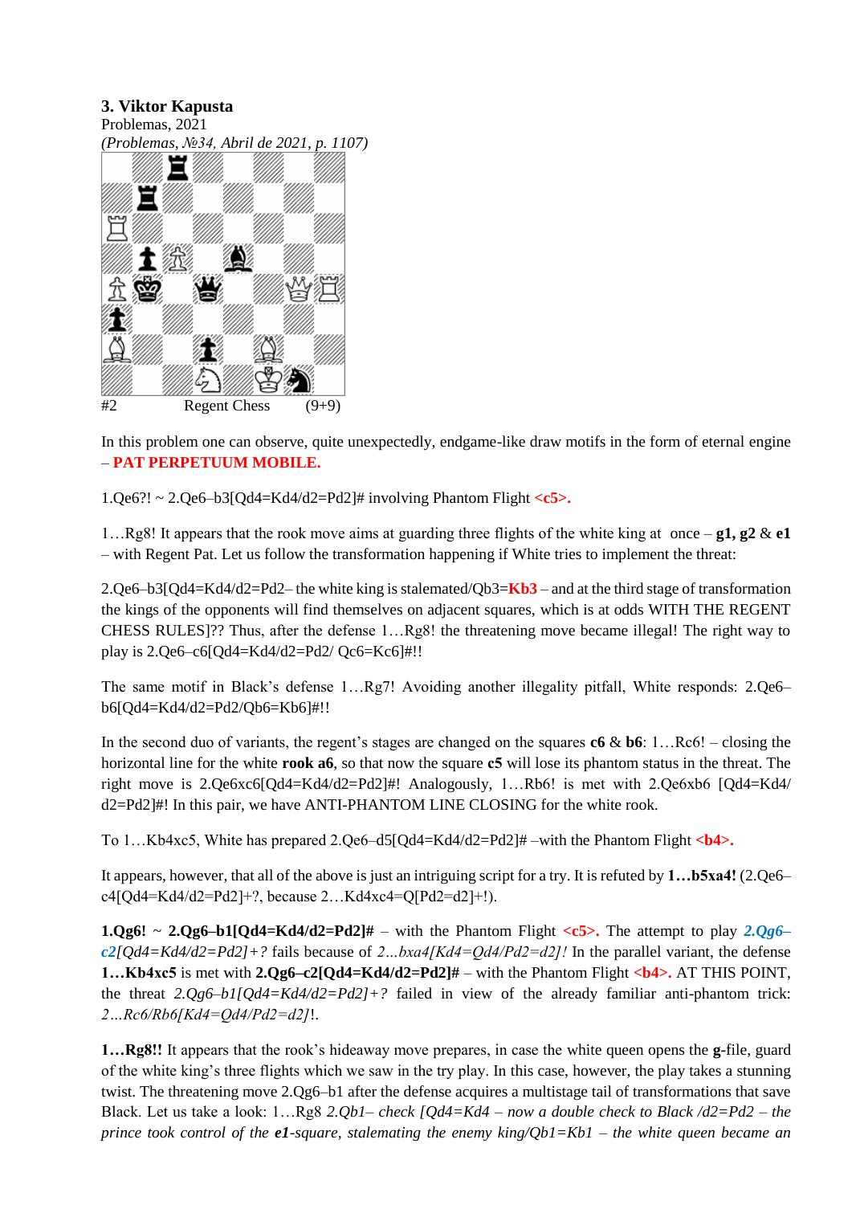**3. Viktor Kapusta**
Problemas, 2021
*(Problemas, №34, Abril de 2021, p. 1107)*

#2 Regent Chess (9+9)

In this problem one can observe, quite unexpectedly, endgame-like draw motifs in the form of eternal engine – **PAT PERPETUUM MOBILE.**

1.Qe6?! ~ 2.Qe6–b3[Qd4=Kd4/d2=Pd2]# involving Phantom Flight **<c5>.**

1…Rg8! It appears that the rook move aims at guarding three flights of the white king at once – **g1, g2** & **e1** – with Regent Pat. Let us follow the transformation happening if White tries to implement the threat:

2.Qe6–b3[Qd4=Kd4/d2=Pd2– the white king is stalemated/Qb3=**Kb3** – and at the third stage of transformation the kings of the opponents will find themselves on adjacent squares, which is at odds WITH THE REGENT CHESS RULES]?? Thus, after the defense 1…Rg8! the threatening move became illegal! The right way to play is 2.Qe6–c6[Qd4=Kd4/d2=Pd2/ Qc6=Kc6]#!!

The same motif in Black's defense 1…Rg7! Avoiding another illegality pitfall, White responds: 2.Qe6–b6[Qd4=Kd4/d2=Pd2/Qb6=Kb6]#!!

In the second duo of variants, the regent's stages are changed on the squares **c6** & **b6**: 1…Rc6! – closing the horizontal line for the white **rook a6**, so that now the square **c5** will lose its phantom status in the threat. The right move is 2.Qe6xc6[Qd4=Kd4/d2=Pd2]#! Analogously, 1…Rb6! is met with 2.Qe6xb6 [Qd4=Kd4/ d2=Pd2]#! In this pair, we have ANTI-PHANTOM LINE CLOSING for the white rook.

To 1…Kb4xc5, White has prepared 2.Qe6–d5[Qd4=Kd4/d2=Pd2]# –with the Phantom Flight **<b4>.**

It appears, however, that all of the above is just an intriguing script for a try. It is refuted by **1…b5xa4!** (2.Qe6–c4[Qd4=Kd4/d2=Pd2]+?, because 2…Kd4xc4=Q[Pd2=d2]+!).

**1.Qg6!** ~ **2.Qg6–b1[Qd4=Kd4/d2=Pd2]#** – with the Phantom Flight **<c5>.** The attempt to play ***2.Qg6–c2****[Qd4=Kd4/d2=Pd2]+?* fails because of *2…bxa4[Kd4=Qd4/Pd2=d2]!* In the parallel variant, the defense **1…Kb4xc5** is met with **2.Qg6–c2[Qd4=Kd4/d2=Pd2]#** – with the Phantom Flight **<b4>.** AT THIS POINT, the threat *2.Qg6–b1[Qd4=Kd4/d2=Pd2]+?* failed in view of the already familiar anti-phantom trick: *2…Rc6/Rb6[Kd4=Qd4/Pd2=d2]*!.

**1…Rg8!!** It appears that the rook's hideaway move prepares, in case the white queen opens the **g**-file, guard of the white king's three flights which we saw in the try play. In this case, however, the play takes a stunning twist. The threatening move 2.Qg6–b1 after the defense acquires a multistage tail of transformations that save Black. Let us take a look: 1…Rg8 *2.Qb1– check [Qd4=Kd4 – now a double check to Black /d2=Pd2 – the prince took control of the **e1**-square, stalemating the enemy king/Qb1=Kb1 – the white queen became an*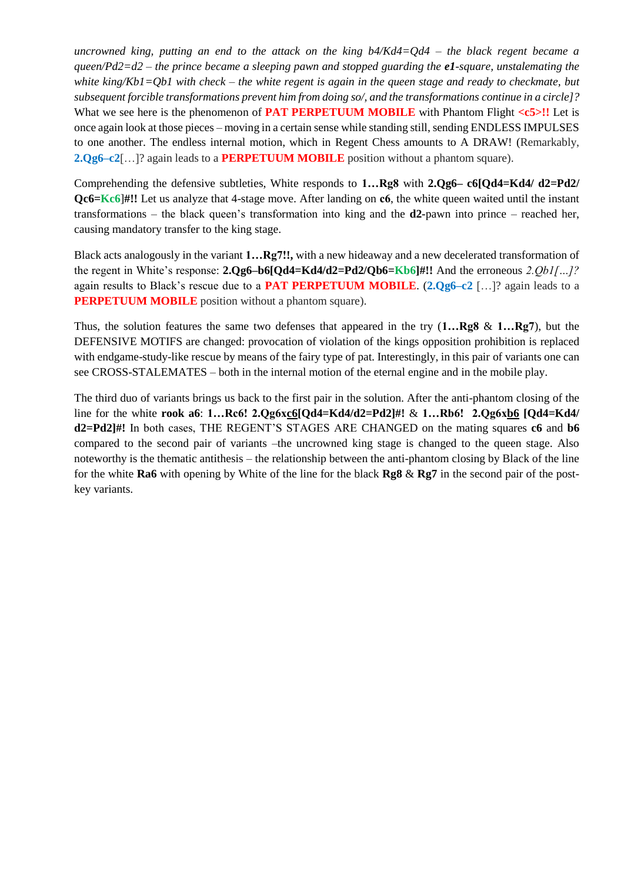*uncrowned king, putting an end to the attack on the king b4/Kd4=Qd4 – the black regent became a queen/Pd2=d2 – the prince became a sleeping pawn and stopped guarding the **e1**-square, unstalemating the white king/Kb1=Qb1 with check – the white regent is again in the queen stage and ready to checkmate, but subsequent forcible transformations prevent him from doing so/, and the transformations continue in a circle]?* What we see here is the phenomenon of **PAT PERPETUUM MOBILE** with Phantom Flight **<c5>!!** Let is once again look at those pieces – moving in a certain sense while standing still, sending ENDLESS IMPULSES to one another. The endless internal motion, which in Regent Chess amounts to A DRAW! (Remarkably, **2.Qg6–c2**[…]? again leads to a **PERPETUUM MOBILE** position without a phantom square).

Comprehending the defensive subtleties, White responds to **1…Rg8** with **2.Qg6– c6[Qd4=Kd4/ d2=Pd2/ Qc6=Kc6]#!!** Let us analyze that 4-stage move. After landing on **c6**, the white queen waited until the instant transformations – the black queen's transformation into king and the **d2**-pawn into prince – reached her, causing mandatory transfer to the king stage.

Black acts analogously in the variant **1…Rg7!!,** with a new hideaway and a new decelerated transformation of the regent in White's response: **2.Qg6–b6[Qd4=Kd4/d2=Pd2/Qb6=Kb6]#!!** And the erroneous *2.Qb1[…]?* again results to Black's rescue due to a **PAT PERPETUUM MOBILE**. (**2.Qg6–c2** […]? again leads to a **PERPETUUM MOBILE** position without a phantom square).

Thus, the solution features the same two defenses that appeared in the try (**1…Rg8** & **1…Rg7**), but the DEFENSIVE MOTIFS are changed: provocation of violation of the kings opposition prohibition is replaced with endgame-study-like rescue by means of the fairy type of pat. Interestingly, in this pair of variants one can see CROSS-STALEMATES – both in the internal motion of the eternal engine and in the mobile play.

The third duo of variants brings us back to the first pair in the solution. After the anti-phantom closing of the line for the white **rook a6**: **1…Rc6! 2.Qg6xc6[Qd4=Kd4/d2=Pd2]#! & 1…Rb6! 2.Qg6xb6 [Qd4=Kd4/ d2=Pd2]#!** In both cases, THE REGENT'S STAGES ARE CHANGED on the mating squares **c6** and **b6** compared to the second pair of variants –the uncrowned king stage is changed to the queen stage. Also noteworthy is the thematic antithesis – the relationship between the anti-phantom closing by Black of the line for the white **Ra6** with opening by White of the line for the black **Rg8** & **Rg7** in the second pair of the post-key variants.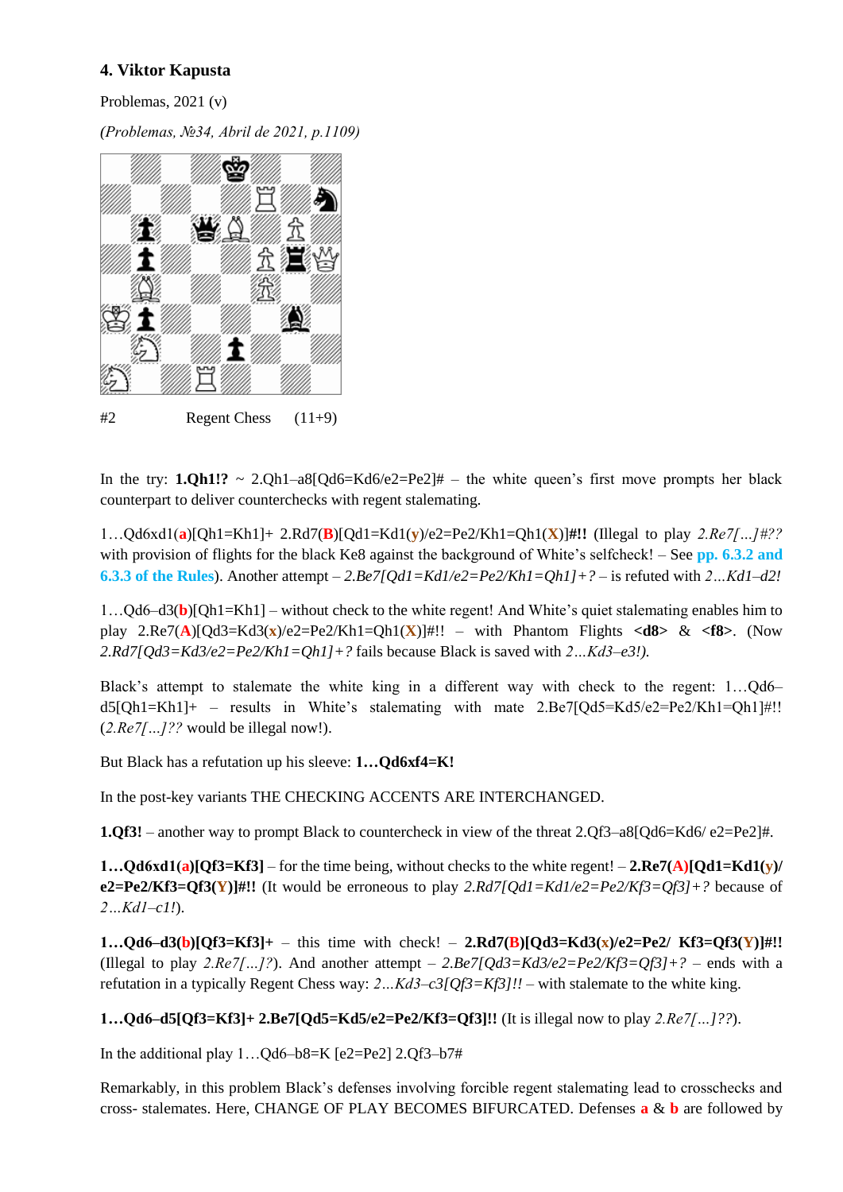### 4. Viktor Kapusta

Problemas, 2021 (v)

*(Problemas, №34, Abril de 2021, p.1109)*

#2 Regent Chess (11+9)

In the try: **1.Qh1!?** ~ 2.Qh1–a8[Qd6=Kd6/e2=Pe2]# – the white queen's first move prompts her black counterpart to deliver counterchecks with regent stalemating.

1…Qd6xd1(**a**)[Qh1=Kh1]+ 2.Rd7(**B**)[Qd1=Kd1(**y**)/e2=Pe2/Kh1=Qh1(**X**)]**#!!** (Illegal to play *2.Re7[…]#??* with provision of flights for the black Ke8 against the background of White's selfcheck! – See **pp. 6.3.2 and 6.3.3 of the Rules**). Another attempt – *2.Be7[Qd1=Kd1/e2=Pe2/Kh1=Qh1]+?* – is refuted with *2…Kd1–d2!*

1…Qd6–d3(**b**)[Qh1=Kh1] – without check to the white regent! And White's quiet stalemating enables him to play 2.Re7(**A**)[Qd3=Kd3(**x**)/e2=Pe2/Kh1=Qh1(**X**)]#!! – with Phantom Flights **<d8>** & **<f8>**. (Now *2.Rd7[Qd3=Kd3/e2=Pe2/Kh1=Qh1]+?* fails because Black is saved with *2…Kd3–e3!).*

Black's attempt to stalemate the white king in a different way with check to the regent: 1…Qd6–d5[Qh1=Kh1]+ – results in White's stalemating with mate 2.Be7[Qd5=Kd5/e2=Pe2/Kh1=Qh1]#!! (*2.Re7[…]??* would be illegal now!).

But Black has a refutation up his sleeve: **1…Qd6xf4=K!**

In the post-key variants THE CHECKING ACCENTS ARE INTERCHANGED.

**1.Qf3!** – another way to prompt Black to countercheck in view of the threat 2.Qf3–a8[Qd6=Kd6/ e2=Pe2]#.

**1…Qd6xd1(a)[Qf3=Kf3]** – for the time being, without checks to the white regent! – **2.Re7(A)[Qd1=Kd1(y)/ e2=Pe2/Kf3=Qf3(Y)]#!!** (It would be erroneous to play *2.Rd7[Qd1=Kd1/e2=Pe2/Kf3=Qf3]+?* because of *2…Kd1–c1!*).

**1…Qd6–d3(b)[Qf3=Kf3]+** – this time with check! – **2.Rd7(B)[Qd3=Kd3(x)/e2=Pe2/ Kf3=Qf3(Y)]#!!** (Illegal to play *2.Re7[…]?*). And another attempt – *2.Be7[Qd3=Kd3/e2=Pe2/Kf3=Qf3]+?* – ends with a refutation in a typically Regent Chess way: *2…Kd3–c3[Qf3=Kf3]!!* – with stalemate to the white king.

**1…Qd6–d5[Qf3=Kf3]+ 2.Be7[Qd5=Kd5/e2=Pe2/Kf3=Qf3]!!** (It is illegal now to play *2.Re7[…]??*).

In the additional play 1…Qd6–b8=K [e2=Pe2] 2.Qf3–b7#

Remarkably, in this problem Black's defenses involving forcible regent stalemating lead to crosschecks and cross- stalemates. Here, CHANGE OF PLAY BECOMES BIFURCATED. Defenses **a** & **b** are followed by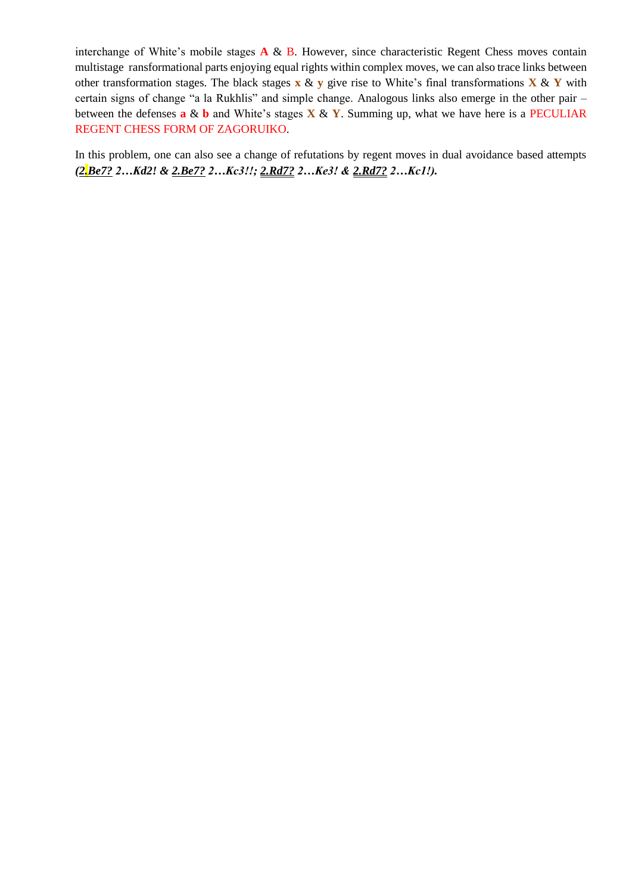interchange of White's mobile stages **A** & B. However, since characteristic Regent Chess moves contain multistage ransformational parts enjoying equal rights within complex moves, we can also trace links between other transformation stages. The black stages **x** & **y** give rise to White's final transformations **X** & **Y** with certain signs of change "a la Rukhlis" and simple change. Analogous links also emerge in the other pair – between the defenses **a** & **b** and White's stages **X** & **Y**. Summing up, what we have here is a PECULIAR REGENT CHESS FORM OF ZAGORUIKO.

In this problem, one can also see a change of refutations by regent moves in dual avoidance based attempts ***(2.Be7? 2…Kd2! & 2.Be7? 2…Kc3!!; 2.Rd7? 2…Ke3! & 2.Rd7? 2…Kc1!).***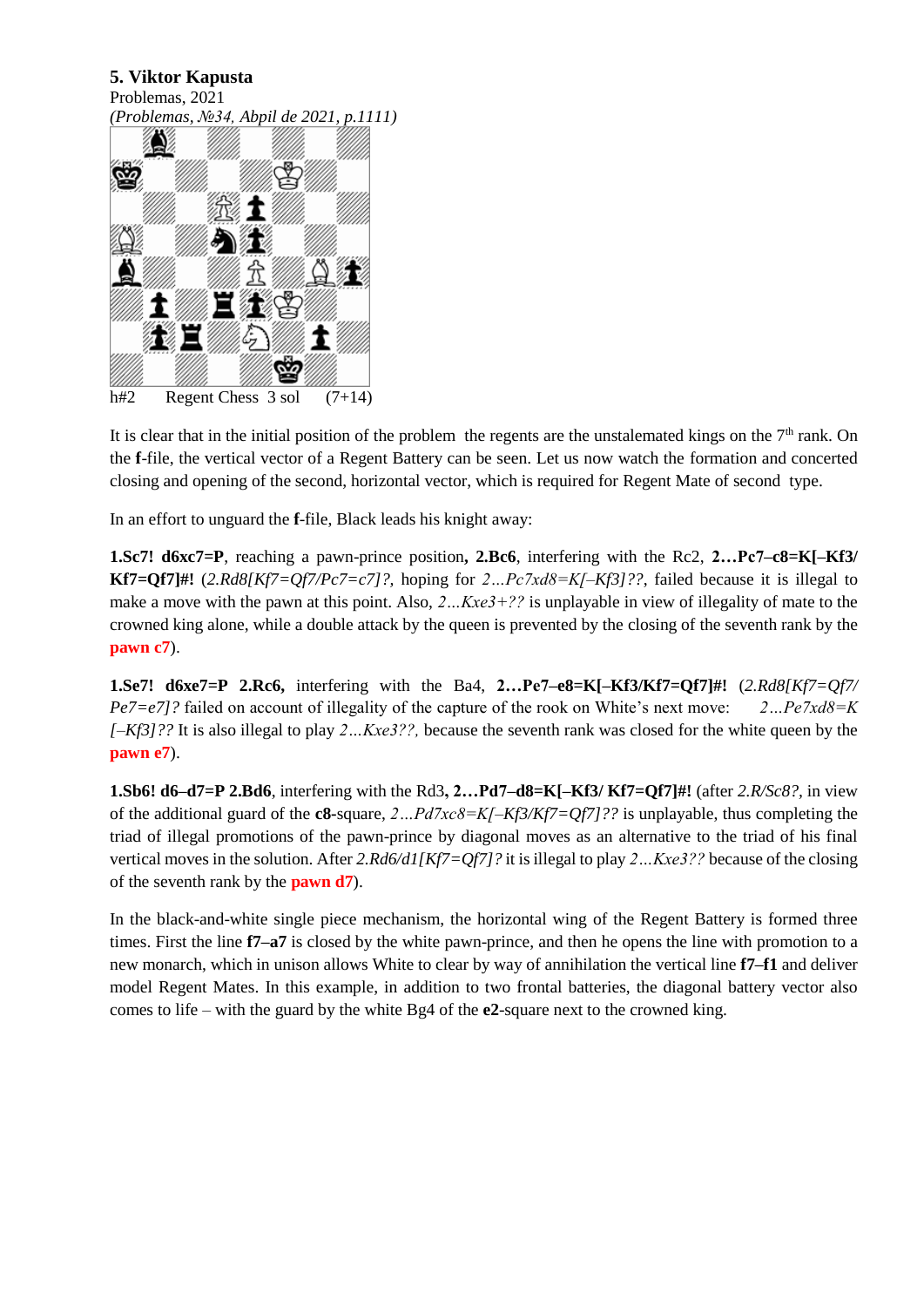**5. Viktor Kapusta**
Problemas, 2021
*(Problemas, №34, Abpil de 2021, p.1111)*

h#2 Regent Chess 3 sol (7+14)

It is clear that in the initial position of the problem the regents are the unstalemated kings on the 7th rank. On the **f**-file, the vertical vector of a Regent Battery can be seen. Let us now watch the formation and concerted closing and opening of the second, horizontal vector, which is required for Regent Mate of second type.

In an effort to unguard the **f**-file, Black leads his knight away:

**1.Sc7! d6xc7=P**, reaching a pawn-prince position**, 2.Bc6**, interfering with the Rc2, **2…Pc7–c8=K[–Kf3/Kf7=Qf7]#!** (*2.Rd8[Kf7=Qf7/Pc7=c7]?,* hoping for *2…Pc7xd8=K[–Kf3]??*, failed because it is illegal to make a move with the pawn at this point. Also, *2…Kxe3+??* is unplayable in view of illegality of mate to the crowned king alone, while a double attack by the queen is prevented by the closing of the seventh rank by the **pawn c7**).

**1.Se7! d6xe7=P 2.Rc6,** interfering with the Ba4, **2…Pe7–e8=K[–Kf3/Kf7=Qf7]#!** (*2.Rd8[Kf7=Qf7/Pe7=e7]?* failed on account of illegality of the capture of the rook on White's next move: *2…Pe7xd8=K[–Kf3]??* It is also illegal to play *2…Kxe3??,* because the seventh rank was closed for the white queen by the **pawn e7**).

**1.Sb6! d6–d7=P 2.Bd6**, interfering with the Rd3**, 2…Pd7–d8=K[–Kf3/ Kf7=Qf7]#!** (after *2.R/Sc8?,* in view of the additional guard of the **c8**-square, *2…Pd7xc8=K[–Kf3/Kf7=Qf7]??* is unplayable, thus completing the triad of illegal promotions of the pawn-prince by diagonal moves as an alternative to the triad of his final vertical moves in the solution. After *2.Rd6/d1[Kf7=Qf7]?* it is illegal to play *2…Kxe3??* because of the closing of the seventh rank by the **pawn d7**).

In the black-and-white single piece mechanism, the horizontal wing of the Regent Battery is formed three times. First the line **f7–a7** is closed by the white pawn-prince, and then he opens the line with promotion to a new monarch, which in unison allows White to clear by way of annihilation the vertical line **f7–f1** and deliver model Regent Mates. In this example, in addition to two frontal batteries, the diagonal battery vector also comes to life – with the guard by the white Bg4 of the **e2**-square next to the crowned king.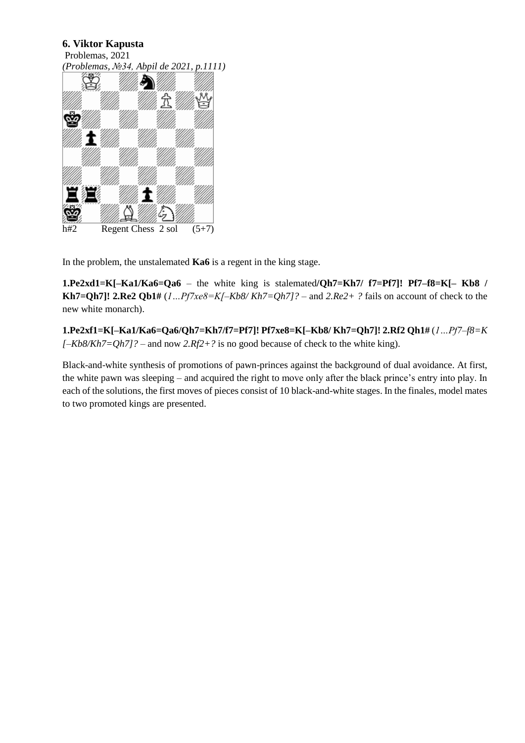### 6. Viktor Kapusta

Problemas, 2021

*(Problemas, №34, Abpil de 2021, p.1111)*

h#2 Regent Chess 2 sol (5+7)

In the problem, the unstalemated **Ka6** is a regent in the king stage.

**1.Pe2xd1=K[–Ka1/Ka6=Qa6** – the white king is stalemated**/Qh7=Kh7/ f7=Pf7]! Pf7–f8=K[– Kb8 / Kh7=Qh7]! 2.Re2 Qb1#** (*1…Pf7xe8=K[–Kb8/ Kh7=Qh7]?* – and *2.Re2+ ?* fails on account of check to the new white monarch).

**1.Pe2xf1=K[–Ka1/Ka6=Qa6/Qh7=Kh7/f7=Pf7]! Pf7xe8=K[–Kb8/ Kh7=Qh7]! 2.Rf2 Qh1#** (*1…Pf7–f8=K [–Kb8/Kh7=Qh7]?* – and now *2.Rf2+?* is no good because of check to the white king).

Black-and-white synthesis of promotions of pawn-princes against the background of dual avoidance. At first, the white pawn was sleeping – and acquired the right to move only after the black prince's entry into play. In each of the solutions, the first moves of pieces consist of 10 black-and-white stages. In the finales, model mates to two promoted kings are presented.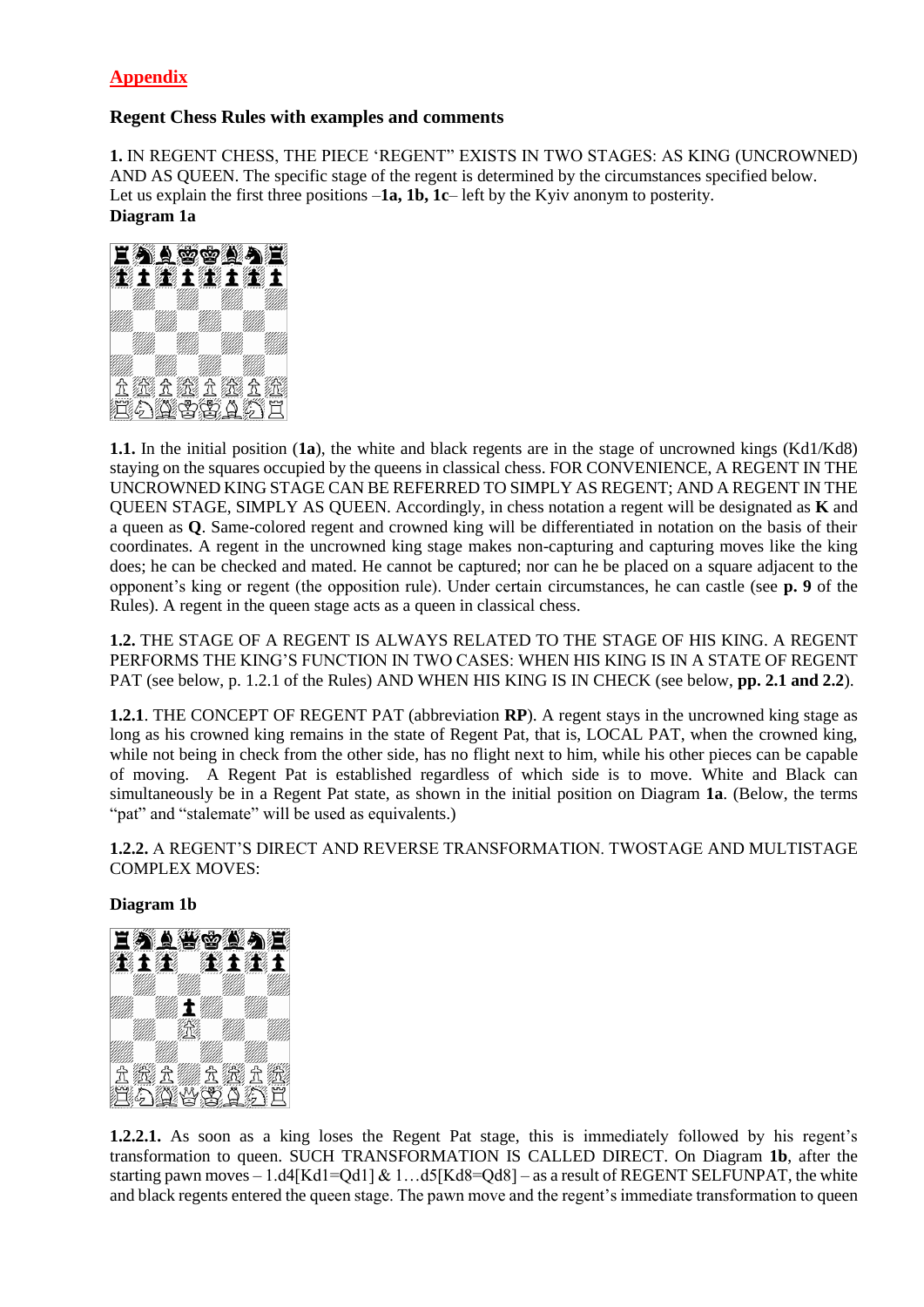**Appendix**

**Regent Chess Rules with examples and comments**

**1.** IN REGENT CHESS, THE PIECE 'REGENT" EXISTS IN TWO STAGES: AS KING (UNCROWNED) AND AS QUEEN. The specific stage of the regent is determined by the circumstances specified below.
Let us explain the first three positions –**1a, 1b, 1c**– left by the Kyiv anonym to posterity.

**Diagram 1a**

**1.1.** In the initial position (**1a**), the white and black regents are in the stage of uncrowned kings (Kd1/Kd8) staying on the squares occupied by the queens in classical chess. FOR CONVENIENCE, A REGENT IN THE UNCROWNED KING STAGE CAN BE REFERRED TO SIMPLY AS REGENT; AND A REGENT IN THE QUEEN STAGE, SIMPLY AS QUEEN. Accordingly, in chess notation a regent will be designated as **K** and a queen as **Q**. Same-colored regent and crowned king will be differentiated in notation on the basis of their coordinates. A regent in the uncrowned king stage makes non-capturing and capturing moves like the king does; he can be checked and mated. He cannot be captured; nor can he be placed on a square adjacent to the opponent's king or regent (the opposition rule). Under certain circumstances, he can castle (see **p. 9** of the Rules). A regent in the queen stage acts as a queen in classical chess.

**1.2.** THE STAGE OF A REGENT IS ALWAYS RELATED TO THE STAGE OF HIS KING. A REGENT PERFORMS THE KING'S FUNCTION IN TWO CASES: WHEN HIS KING IS IN A STATE OF REGENT PAT (see below, p. 1.2.1 of the Rules) AND WHEN HIS KING IS IN CHECK (see below, **pp. 2.1 and 2.2**).

**1.2.1**. THE CONCEPT OF REGENT PAT (abbreviation **RP**). A regent stays in the uncrowned king stage as long as his crowned king remains in the state of Regent Pat, that is, LOCAL PAT, when the crowned king, while not being in check from the other side, has no flight next to him, while his other pieces can be capable of moving. A Regent Pat is established regardless of which side is to move. White and Black can simultaneously be in a Regent Pat state, as shown in the initial position on Diagram **1a**. (Below, the terms "pat" and "stalemate" will be used as equivalents.)

**1.2.2.** A REGENT'S DIRECT AND REVERSE TRANSFORMATION. TWOSTAGE AND MULTISTAGE COMPLEX MOVES:

**Diagram 1b**

**1.2.2.1.** As soon as a king loses the Regent Pat stage, this is immediately followed by his regent's transformation to queen. SUCH TRANSFORMATION IS CALLED DIRECT. On Diagram **1b**, after the starting pawn moves – 1.d4[Kd1=Qd1] & 1…d5[Kd8=Qd8] – as a result of REGENT SELFUNPAT, the white and black regents entered the queen stage. The pawn move and the regent's immediate transformation to queen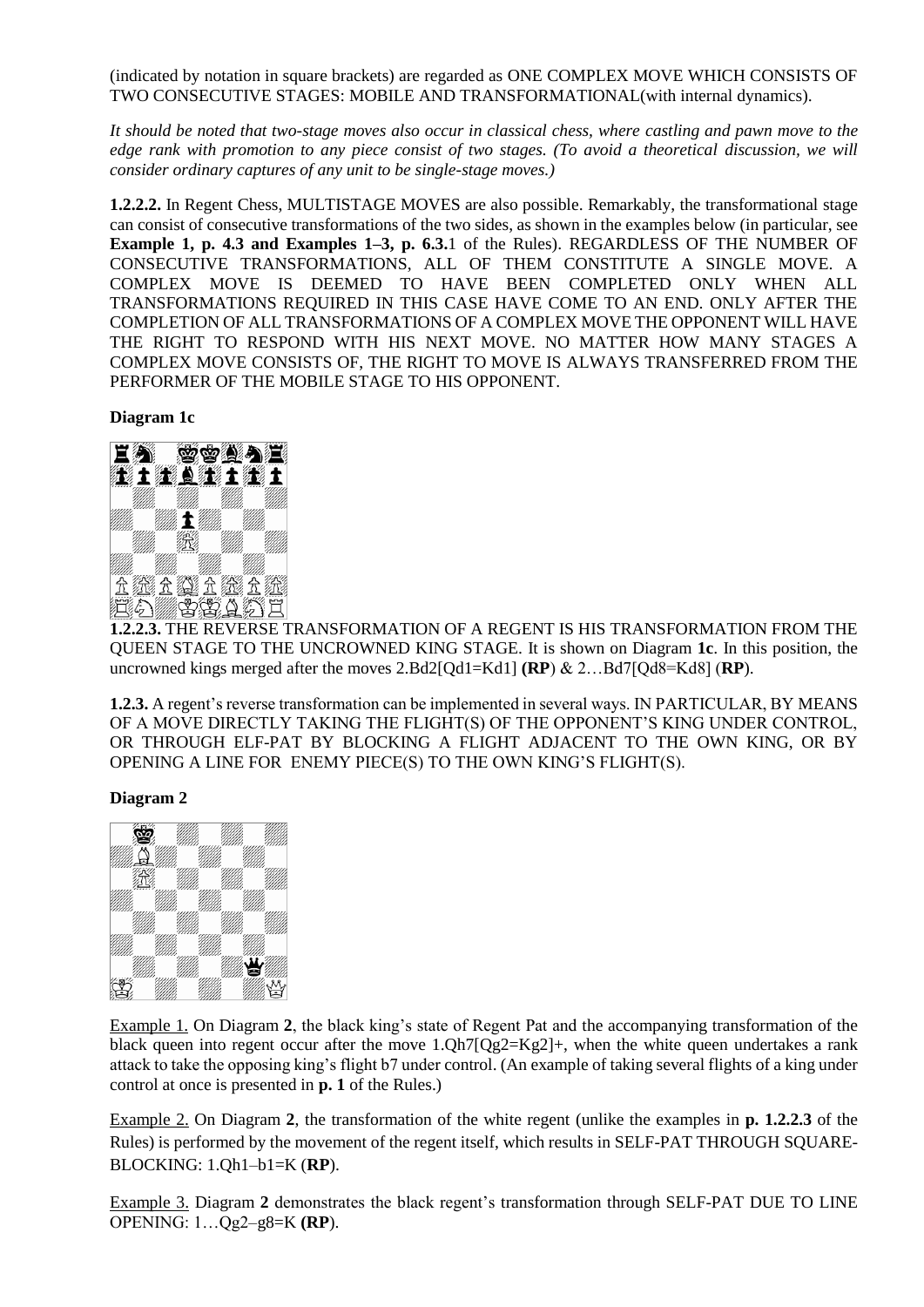(indicated by notation in square brackets) are regarded as ONE COMPLEX MOVE WHICH CONSISTS OF TWO CONSECUTIVE STAGES: MOBILE AND TRANSFORMATIONAL(with internal dynamics).

*It should be noted that two-stage moves also occur in classical chess, where castling and pawn move to the edge rank with promotion to any piece consist of two stages. (To avoid a theoretical discussion, we will consider ordinary captures of any unit to be single-stage moves.)*

**1.2.2.2.** In Regent Chess, MULTISTAGE MOVES are also possible. Remarkably, the transformational stage can consist of consecutive transformations of the two sides, as shown in the examples below (in particular, see **Example 1, p. 4.3 and Examples 1–3, p. 6.3.**1 of the Rules). REGARDLESS OF THE NUMBER OF CONSECUTIVE TRANSFORMATIONS, ALL OF THEM CONSTITUTE A SINGLE MOVE. A COMPLEX MOVE IS DEEMED TO HAVE BEEN COMPLETED ONLY WHEN ALL TRANSFORMATIONS REQUIRED IN THIS CASE HAVE COME TO AN END. ONLY AFTER THE COMPLETION OF ALL TRANSFORMATIONS OF A COMPLEX MOVE THE OPPONENT WILL HAVE THE RIGHT TO RESPOND WITH HIS NEXT MOVE. NO MATTER HOW MANY STAGES A COMPLEX MOVE CONSISTS OF, THE RIGHT TO MOVE IS ALWAYS TRANSFERRED FROM THE PERFORMER OF THE MOBILE STAGE TO HIS OPPONENT.

**Diagram 1c**

**1.2.2.3.** THE REVERSE TRANSFORMATION OF A REGENT IS HIS TRANSFORMATION FROM THE QUEEN STAGE TO THE UNCROWNED KING STAGE. It is shown on Diagram **1c**. In this position, the uncrowned kings merged after the moves 2.Bd2[Qd1=Kd1] **(RP**) & 2…Bd7[Qd8=Kd8] (**RP**).

**1.2.3.** A regent's reverse transformation can be implemented in several ways. IN PARTICULAR, BY MEANS OF A MOVE DIRECTLY TAKING THE FLIGHT(S) OF THE OPPONENT'S KING UNDER CONTROL, OR THROUGH ELF-PAT BY BLOCKING A FLIGHT ADJACENT TO THE OWN KING, OR BY OPENING A LINE FOR ENEMY PIECE(S) TO THE OWN KING'S FLIGHT(S).

**Diagram 2**

Example 1. On Diagram **2**, the black king's state of Regent Pat and the accompanying transformation of the black queen into regent occur after the move 1.Qh7[Qg2=Kg2]+, when the white queen undertakes a rank attack to take the opposing king's flight b7 under control. (An example of taking several flights of a king under control at once is presented in **p. 1** of the Rules.)

Example 2. On Diagram **2**, the transformation of the white regent (unlike the examples in **p. 1.2.2.3** of the Rules) is performed by the movement of the regent itself, which results in SELF-PAT THROUGH SQUARE-BLOCKING: 1.Qh1–b1=K (**RP**).

Example 3. Diagram **2** demonstrates the black regent's transformation through SELF-PAT DUE TO LINE OPENING: 1…Qg2–g8=K **(RP**).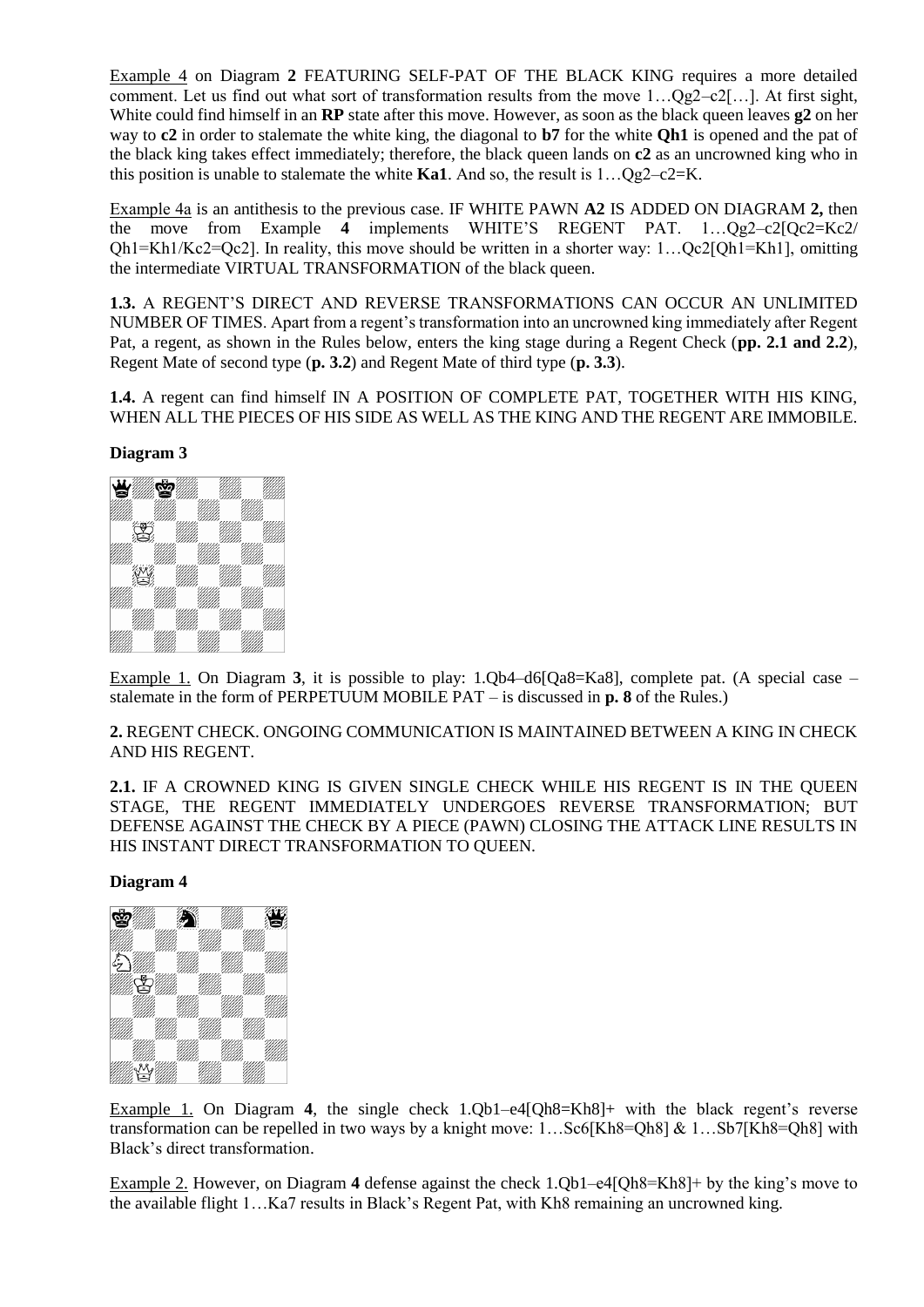Example 4 on Diagram **2** FEATURING SELF-PAT OF THE BLACK KING requires a more detailed comment. Let us find out what sort of transformation results from the move 1…Qg2–c2[…]. At first sight, White could find himself in an **RP** state after this move. However, as soon as the black queen leaves **g2** on her way to **c2** in order to stalemate the white king, the diagonal to **b7** for the white **Qh1** is opened and the pat of the black king takes effect immediately; therefore, the black queen lands on **c2** as an uncrowned king who in this position is unable to stalemate the white **Ka1**. And so, the result is 1…Qg2–c2=K.

Example 4a is an antithesis to the previous case. IF WHITE PAWN **A2** IS ADDED ON DIAGRAM **2,** then the move from Example **4** implements WHITE'S REGENT PAT. 1…Qg2–c2[Qc2=Kc2/ Qh1=Kh1/Kc2=Qc2]. In reality, this move should be written in a shorter way: 1…Qc2[Qh1=Kh1], omitting the intermediate VIRTUAL TRANSFORMATION of the black queen.

**1.3.** A REGENT'S DIRECT AND REVERSE TRANSFORMATIONS CAN OCCUR AN UNLIMITED NUMBER OF TIMES. Apart from a regent's transformation into an uncrowned king immediately after Regent Pat, a regent, as shown in the Rules below, enters the king stage during a Regent Check (**pp. 2.1 and 2.2**), Regent Mate of second type (**p. 3.2**) and Regent Mate of third type (**p. 3.3**).

**1.4.** A regent can find himself IN A POSITION OF COMPLETE PAT, TOGETHER WITH HIS KING, WHEN ALL THE PIECES OF HIS SIDE AS WELL AS THE KING AND THE REGENT ARE IMMOBILE.

**Diagram 3**

Example 1. On Diagram **3**, it is possible to play: 1.Qb4–d6[Qa8=Ka8], complete pat. (A special case – stalemate in the form of PERPETUUM MOBILE PAT – is discussed in **p. 8** of the Rules.)

**2.** REGENT CHECK. ONGOING COMMUNICATION IS MAINTAINED BETWEEN A KING IN CHECK AND HIS REGENT.

**2.1.** IF A CROWNED KING IS GIVEN SINGLE CHECK WHILE HIS REGENT IS IN THE QUEEN STAGE, THE REGENT IMMEDIATELY UNDERGOES REVERSE TRANSFORMATION; BUT DEFENSE AGAINST THE CHECK BY A PIECE (PAWN) CLOSING THE ATTACK LINE RESULTS IN HIS INSTANT DIRECT TRANSFORMATION TO QUEEN.

**Diagram 4**

Example 1. On Diagram **4**, the single check 1.Qb1–e4[Qh8=Kh8]+ with the black regent's reverse transformation can be repelled in two ways by a knight move: 1…Sc6[Kh8=Qh8] & 1…Sb7[Kh8=Qh8] with Black's direct transformation.

Example 2. However, on Diagram **4** defense against the check 1.Qb1–e4[Qh8=Kh8]+ by the king's move to the available flight 1…Ka7 results in Black's Regent Pat, with Kh8 remaining an uncrowned king.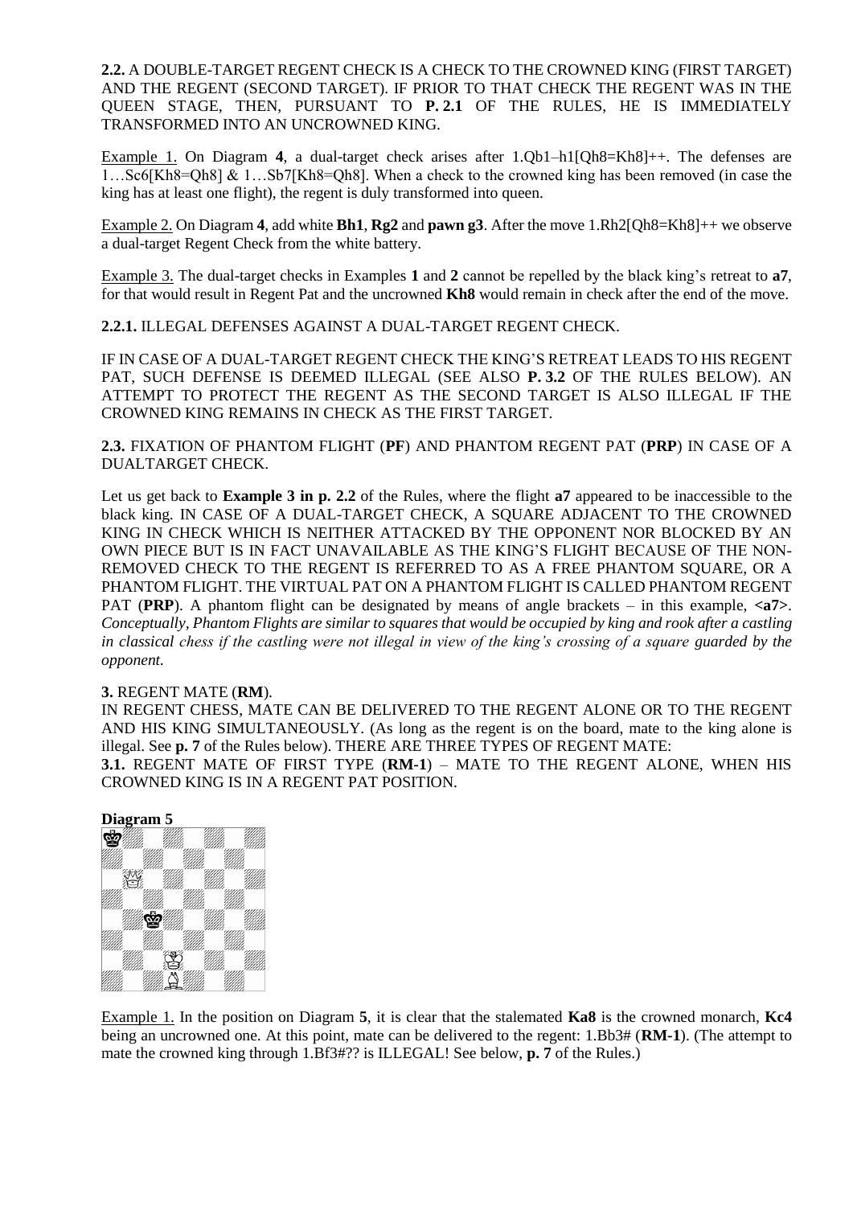**2.2.** A DOUBLE-TARGET REGENT CHECK IS A CHECK TO THE CROWNED KING (FIRST TARGET) AND THE REGENT (SECOND TARGET). IF PRIOR TO THAT CHECK THE REGENT WAS IN THE QUEEN STAGE, THEN, PURSUANT TO **P. 2.1** OF THE RULES, HE IS IMMEDIATELY TRANSFORMED INTO AN UNCROWNED KING.

Example 1. On Diagram **4**, a dual-target check arises after 1.Qb1–h1[Qh8=Kh8]++. The defenses are 1…Sc6[Kh8=Qh8] & 1…Sb7[Kh8=Qh8]. When a check to the crowned king has been removed (in case the king has at least one flight), the regent is duly transformed into queen.

Example 2. On Diagram **4**, add white **Bh1**, **Rg2** and **pawn g3**. After the move 1.Rh2[Qh8=Kh8]++ we observe a dual-target Regent Check from the white battery.

Example 3. The dual-target checks in Examples **1** and **2** cannot be repelled by the black king's retreat to **a7**, for that would result in Regent Pat and the uncrowned **Kh8** would remain in check after the end of the move.

**2.2.1.** ILLEGAL DEFENSES AGAINST A DUAL-TARGET REGENT CHECK.

IF IN CASE OF A DUAL-TARGET REGENT CHECK THE KING'S RETREAT LEADS TO HIS REGENT PAT, SUCH DEFENSE IS DEEMED ILLEGAL (SEE ALSO **P. 3.2** OF THE RULES BELOW). AN ATTEMPT TO PROTECT THE REGENT AS THE SECOND TARGET IS ALSO ILLEGAL IF THE CROWNED KING REMAINS IN CHECK AS THE FIRST TARGET.

**2.3.** FIXATION OF PHANTOM FLIGHT (**PF**) AND PHANTOM REGENT PAT (**PRP**) IN CASE OF A DUALTARGET CHECK.

Let us get back to **Example 3 in p. 2.2** of the Rules, where the flight **a7** appeared to be inaccessible to the black king. IN CASE OF A DUAL-TARGET CHECK, A SQUARE ADJACENT TO THE CROWNED KING IN CHECK WHICH IS NEITHER ATTACKED BY THE OPPONENT NOR BLOCKED BY AN OWN PIECE BUT IS IN FACT UNAVAILABLE AS THE KING'S FLIGHT BECAUSE OF THE NON-REMOVED CHECK TO THE REGENT IS REFERRED TO AS A FREE PHANTOM SQUARE, OR A PHANTOM FLIGHT. THE VIRTUAL PAT ON A PHANTOM FLIGHT IS CALLED PHANTOM REGENT PAT (**PRP**). A phantom flight can be designated by means of angle brackets – in this example, **<a7>**. *Conceptually, Phantom Flights are similar to squares that would be occupied by king and rook after a castling in classical chess if the castling were not illegal in view of the king's crossing of a square guarded by the opponent.*

**3.** REGENT MATE (**RM**).

IN REGENT CHESS, MATE CAN BE DELIVERED TO THE REGENT ALONE OR TO THE REGENT AND HIS KING SIMULTANEOUSLY. (As long as the regent is on the board, mate to the king alone is illegal. See **p. 7** of the Rules below). THERE ARE THREE TYPES OF REGENT MATE:

**3.1.** REGENT MATE OF FIRST TYPE (**RM-1**) – MATE TO THE REGENT ALONE, WHEN HIS CROWNED KING IS IN A REGENT PAT POSITION.

**Diagram 5**

Example 1. In the position on Diagram **5**, it is clear that the stalemated **Ka8** is the crowned monarch, **Kc4** being an uncrowned one. At this point, mate can be delivered to the regent: 1.Bb3# (**RM-1**). (The attempt to mate the crowned king through 1.Bf3#?? is ILLEGAL! See below, **p. 7** of the Rules.)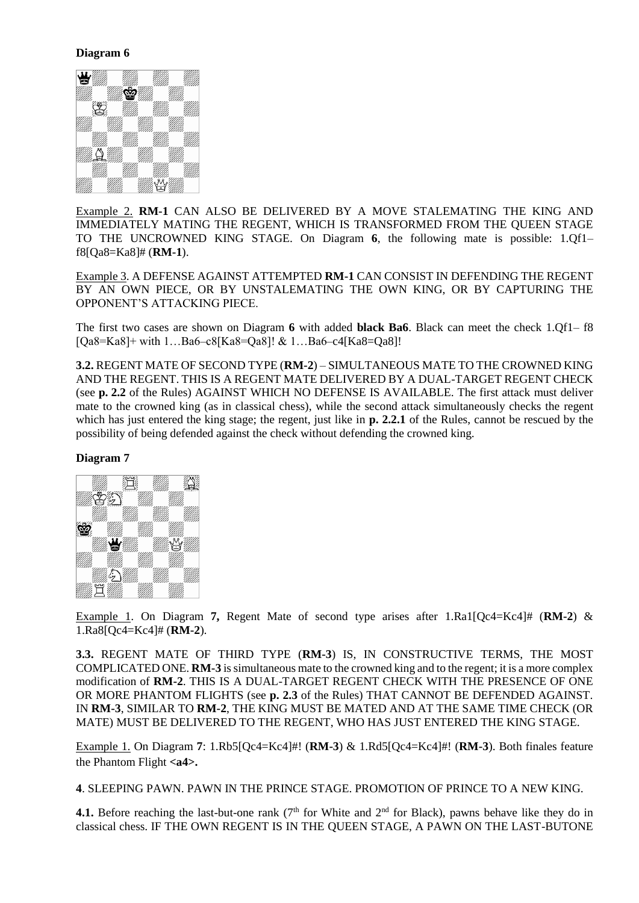**Diagram 6**

Example 2. **RM-1** CAN ALSO BE DELIVERED BY A MOVE STALEMATING THE KING AND IMMEDIATELY MATING THE REGENT, WHICH IS TRANSFORMED FROM THE QUEEN STAGE TO THE UNCROWNED KING STAGE. On Diagram **6**, the following mate is possible: 1.Qf1–f8[Qa8=Ka8]# (**RM-1**).

Example 3. A DEFENSE AGAINST ATTEMPTED **RM-1** CAN CONSIST IN DEFENDING THE REGENT BY AN OWN PIECE, OR BY UNSTALEMATING THE OWN KING, OR BY CAPTURING THE OPPONENT'S ATTACKING PIECE.

The first two cases are shown on Diagram **6** with added **black Ba6**. Black can meet the check 1.Qf1– f8 [Qa8=Ka8]+ with 1…Ba6–c8[Ka8=Qa8]! & 1…Ba6–c4[Ka8=Qa8]!

**3.2.** REGENT MATE OF SECOND TYPE (**RM-2**) – SIMULTANEOUS MATE TO THE CROWNED KING AND THE REGENT. THIS IS A REGENT MATE DELIVERED BY A DUAL-TARGET REGENT CHECK (see **p. 2.2** of the Rules) AGAINST WHICH NO DEFENSE IS AVAILABLE. The first attack must deliver mate to the crowned king (as in classical chess), while the second attack simultaneously checks the regent which has just entered the king stage; the regent, just like in **p. 2.2.1** of the Rules, cannot be rescued by the possibility of being defended against the check without defending the crowned king.

**Diagram 7**

Example 1. On Diagram **7,** Regent Mate of second type arises after 1.Ra1[Qc4=Kc4]# (**RM-2**) & 1.Ra8[Qc4=Kc4]# (**RM-2**).

**3.3.** REGENT MATE OF THIRD TYPE (**RM-3**) IS, IN CONSTRUCTIVE TERMS, THE MOST COMPLICATED ONE. **RM-3** is simultaneous mate to the crowned king and to the regent; it is a more complex modification of **RM-2**. THIS IS A DUAL-TARGET REGENT CHECK WITH THE PRESENCE OF ONE OR MORE PHANTOM FLIGHTS (see **p. 2.3** of the Rules) THAT CANNOT BE DEFENDED AGAINST. IN **RM-3**, SIMILAR TO **RM-2**, THE KING MUST BE MATED AND AT THE SAME TIME CHECK (OR MATE) MUST BE DELIVERED TO THE REGENT, WHO HAS JUST ENTERED THE KING STAGE.

Example 1. On Diagram **7**: 1.Rb5[Qc4=Kc4]#! (**RM-3**) & 1.Rd5[Qc4=Kc4]#! (**RM-3**). Both finales feature the Phantom Flight **<a4>.**

**4**. SLEEPING PAWN. PAWN IN THE PRINCE STAGE. PROMOTION OF PRINCE TO A NEW KING.

**4.1.** Before reaching the last-but-one rank (7th for White and 2nd for Black), pawns behave like they do in classical chess. IF THE OWN REGENT IS IN THE QUEEN STAGE, A PAWN ON THE LAST-BUTONE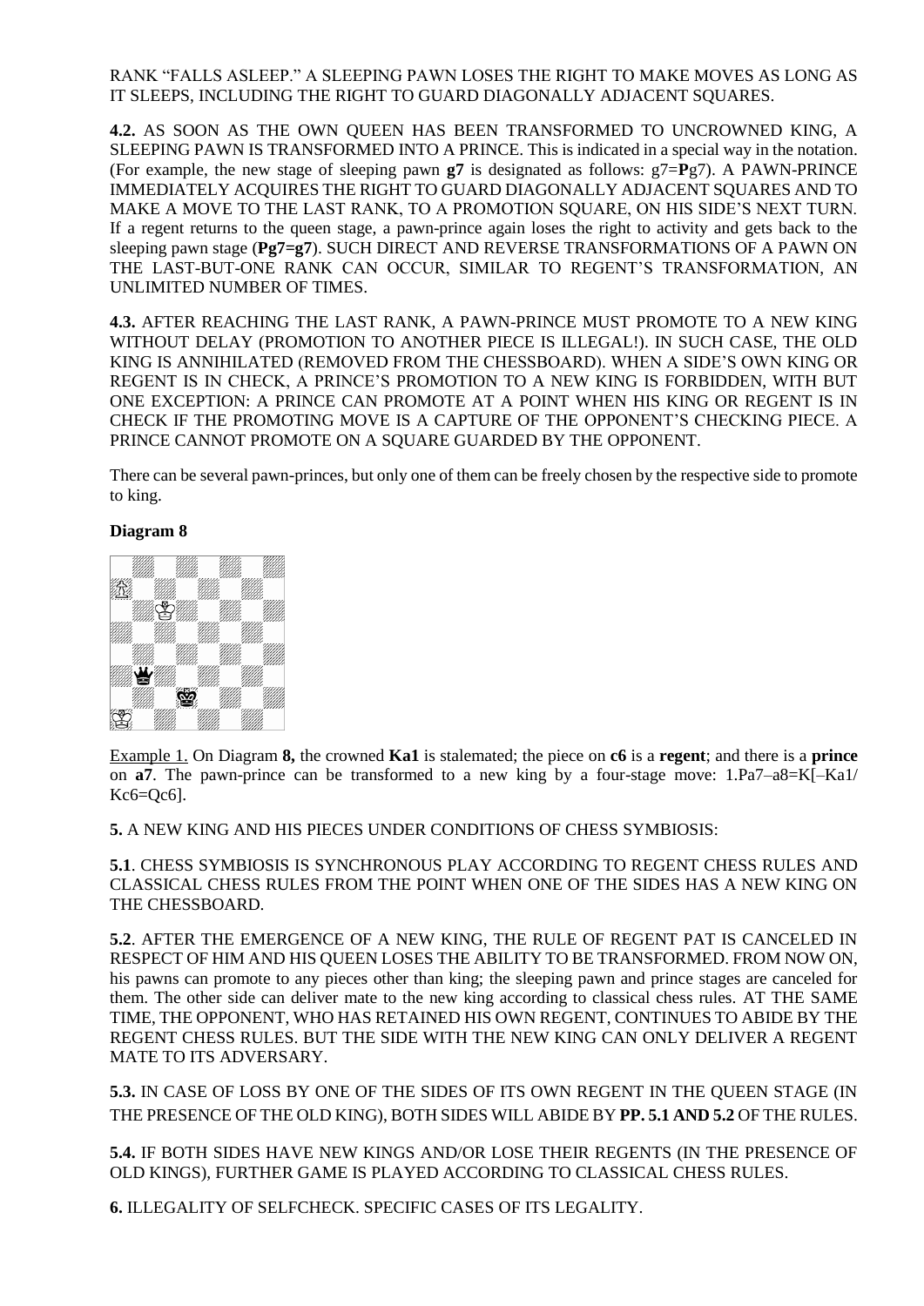RANK "FALLS ASLEEP." A SLEEPING PAWN LOSES THE RIGHT TO MAKE MOVES AS LONG AS IT SLEEPS, INCLUDING THE RIGHT TO GUARD DIAGONALLY ADJACENT SQUARES.

**4.2.** AS SOON AS THE OWN QUEEN HAS BEEN TRANSFORMED TO UNCROWNED KING, A SLEEPING PAWN IS TRANSFORMED INTO A PRINCE. This is indicated in a special way in the notation. (For example, the new stage of sleeping pawn **g7** is designated as follows: g7=**P**g7). A PAWN-PRINCE IMMEDIATELY ACQUIRES THE RIGHT TO GUARD DIAGONALLY ADJACENT SQUARES AND TO MAKE A MOVE TO THE LAST RANK, TO A PROMOTION SQUARE, ON HIS SIDE'S NEXT TURN. If a regent returns to the queen stage, a pawn-prince again loses the right to activity and gets back to the sleeping pawn stage (**Pg7=g7**). SUCH DIRECT AND REVERSE TRANSFORMATIONS OF A PAWN ON THE LAST-BUT-ONE RANK CAN OCCUR, SIMILAR TO REGENT'S TRANSFORMATION, AN UNLIMITED NUMBER OF TIMES.

**4.3.** AFTER REACHING THE LAST RANK, A PAWN-PRINCE MUST PROMOTE TO A NEW KING WITHOUT DELAY (PROMOTION TO ANOTHER PIECE IS ILLEGAL!). IN SUCH CASE, THE OLD KING IS ANNIHILATED (REMOVED FROM THE CHESSBOARD). WHEN A SIDE'S OWN KING OR REGENT IS IN CHECK, A PRINCE'S PROMOTION TO A NEW KING IS FORBIDDEN, WITH BUT ONE EXCEPTION: A PRINCE CAN PROMOTE AT A POINT WHEN HIS KING OR REGENT IS IN CHECK IF THE PROMOTING MOVE IS A CAPTURE OF THE OPPONENT'S CHECKING PIECE. A PRINCE CANNOT PROMOTE ON A SQUARE GUARDED BY THE OPPONENT.

There can be several pawn-princes, but only one of them can be freely chosen by the respective side to promote to king.

**Diagram 8**

Example 1. On Diagram **8,** the crowned **Ka1** is stalemated; the piece on **c6** is a **regent**; and there is a **prince** on **a7**. The pawn-prince can be transformed to a new king by a four-stage move: 1.Pa7–a8=K[–Ka1/ Kc6=Qc6].

**5.** A NEW KING AND HIS PIECES UNDER CONDITIONS OF CHESS SYMBIOSIS:

**5.1**. CHESS SYMBIOSIS IS SYNCHRONOUS PLAY ACCORDING TO REGENT CHESS RULES AND CLASSICAL CHESS RULES FROM THE POINT WHEN ONE OF THE SIDES HAS A NEW KING ON THE CHESSBOARD.

**5.2**. AFTER THE EMERGENCE OF A NEW KING, THE RULE OF REGENT PAT IS CANCELED IN RESPECT OF HIM AND HIS QUEEN LOSES THE ABILITY TO BE TRANSFORMED. FROM NOW ON, his pawns can promote to any pieces other than king; the sleeping pawn and prince stages are canceled for them. The other side can deliver mate to the new king according to classical chess rules. AT THE SAME TIME, THE OPPONENT, WHO HAS RETAINED HIS OWN REGENT, CONTINUES TO ABIDE BY THE REGENT CHESS RULES. BUT THE SIDE WITH THE NEW KING CAN ONLY DELIVER A REGENT MATE TO ITS ADVERSARY.

**5.3.** IN CASE OF LOSS BY ONE OF THE SIDES OF ITS OWN REGENT IN THE QUEEN STAGE (IN THE PRESENCE OF THE OLD KING), BOTH SIDES WILL ABIDE BY **PP. 5.1 AND 5.2** OF THE RULES.

**5.4.** IF BOTH SIDES HAVE NEW KINGS AND/OR LOSE THEIR REGENTS (IN THE PRESENCE OF OLD KINGS), FURTHER GAME IS PLAYED ACCORDING TO CLASSICAL CHESS RULES.

**6.** ILLEGALITY OF SELFCHECK. SPECIFIC CASES OF ITS LEGALITY.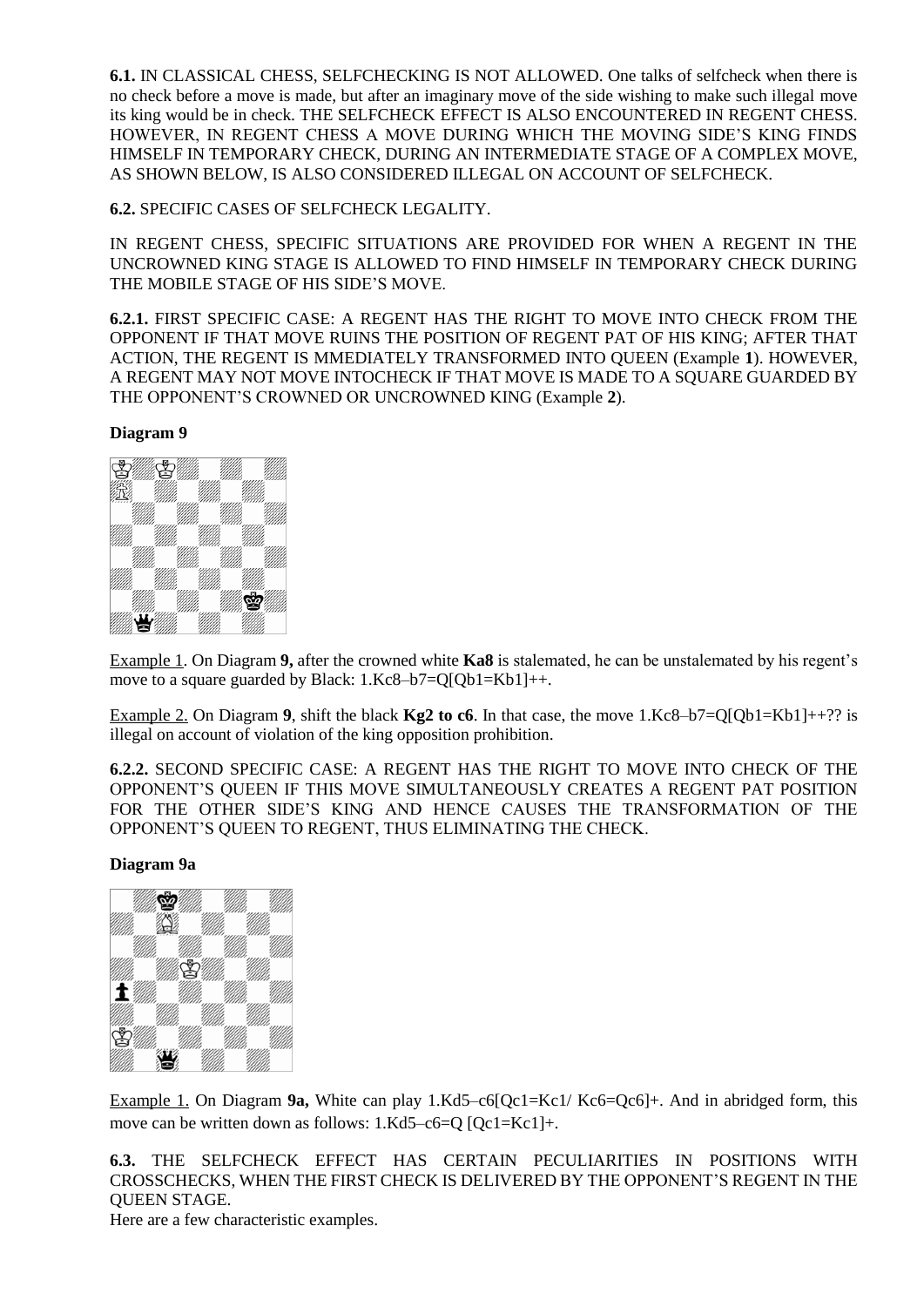**6.1.** IN CLASSICAL CHESS, SELFCHECKING IS NOT ALLOWED. One talks of selfcheck when there is no check before a move is made, but after an imaginary move of the side wishing to make such illegal move its king would be in check. THE SELFCHECK EFFECT IS ALSO ENCOUNTERED IN REGENT CHESS. HOWEVER, IN REGENT CHESS A MOVE DURING WHICH THE MOVING SIDE'S KING FINDS HIMSELF IN TEMPORARY CHECK, DURING AN INTERMEDIATE STAGE OF A COMPLEX MOVE, AS SHOWN BELOW, IS ALSO CONSIDERED ILLEGAL ON ACCOUNT OF SELFCHECK.

**6.2.** SPECIFIC CASES OF SELFCHECK LEGALITY.

IN REGENT CHESS, SPECIFIC SITUATIONS ARE PROVIDED FOR WHEN A REGENT IN THE UNCROWNED KING STAGE IS ALLOWED TO FIND HIMSELF IN TEMPORARY CHECK DURING THE MOBILE STAGE OF HIS SIDE'S MOVE.

**6.2.1.** FIRST SPECIFIC CASE: A REGENT HAS THE RIGHT TO MOVE INTO CHECK FROM THE OPPONENT IF THAT MOVE RUINS THE POSITION OF REGENT PAT OF HIS KING; AFTER THAT ACTION, THE REGENT IS MMEDIATELY TRANSFORMED INTO QUEEN (Example **1**). HOWEVER, A REGENT MAY NOT MOVE INTOCHECK IF THAT MOVE IS MADE TO A SQUARE GUARDED BY THE OPPONENT'S CROWNED OR UNCROWNED KING (Example **2**).

**Diagram 9**

Example 1. On Diagram **9,** after the crowned white **Ka8** is stalemated, he can be unstalemated by his regent's move to a square guarded by Black: 1.Kc8–b7=Q[Qb1=Kb1]++.

Example 2. On Diagram **9**, shift the black **Kg2 to c6**. In that case, the move 1.Kc8–b7=Q[Qb1=Kb1]++?? is illegal on account of violation of the king opposition prohibition.

**6.2.2.** SECOND SPECIFIC CASE: A REGENT HAS THE RIGHT TO MOVE INTO CHECK OF THE OPPONENT'S QUEEN IF THIS MOVE SIMULTANEOUSLY CREATES A REGENT PAT POSITION FOR THE OTHER SIDE'S KING AND HENCE CAUSES THE TRANSFORMATION OF THE OPPONENT'S QUEEN TO REGENT, THUS ELIMINATING THE CHECK.

**Diagram 9a**

Example 1. On Diagram **9a,** White can play 1.Kd5–c6[Qc1=Kc1/ Kc6=Qc6]+. And in abridged form, this move can be written down as follows: 1.Kd5–c6=Q [Qc1=Kc1]+.

**6.3.** THE SELFCHECK EFFECT HAS CERTAIN PECULIARITIES IN POSITIONS WITH CROSSCHECKS, WHEN THE FIRST CHECK IS DELIVERED BY THE OPPONENT'S REGENT IN THE QUEEN STAGE.

Here are a few characteristic examples.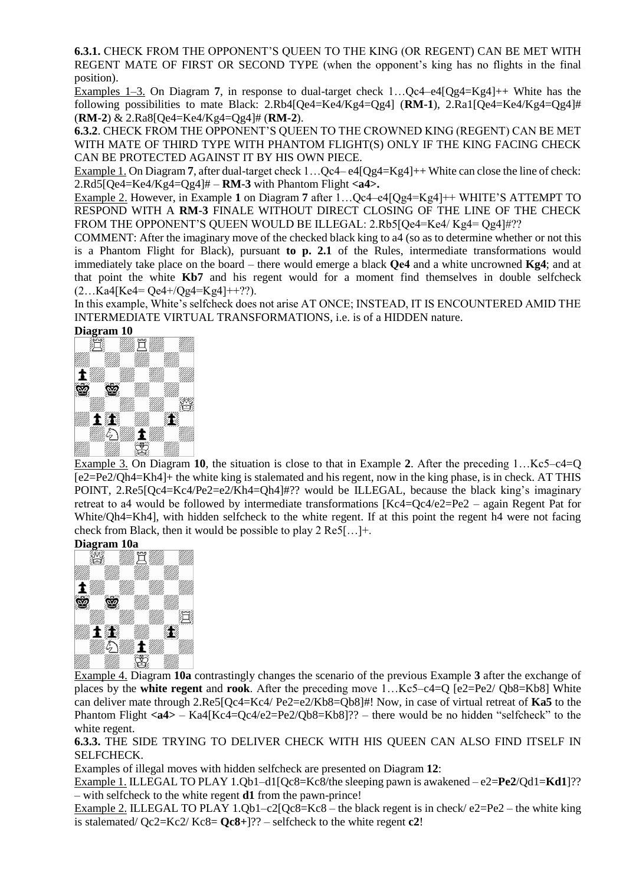**6.3.1.** CHECK FROM THE OPPONENT'S QUEEN TO THE KING (OR REGENT) CAN BE MET WITH REGENT MATE OF FIRST OR SECOND TYPE (when the opponent's king has no flights in the final position).

Examples 1–3. On Diagram **7**, in response to dual-target check 1…Qc4–e4[Qg4=Kg4]++ White has the following possibilities to mate Black: 2.Rb4[Qe4=Ke4/Kg4=Qg4] (**RM-1**), 2.Ra1[Qe4=Ke4/Kg4=Qg4]# (**RM-2**) & 2.Ra8[Qe4=Ke4/Kg4=Qg4]# (**RM-2**).

**6.3.2**. CHECK FROM THE OPPONENT'S QUEEN TO THE CROWNED KING (REGENT) CAN BE MET WITH MATE OF THIRD TYPE WITH PHANTOM FLIGHT(S) ONLY IF THE KING FACING CHECK CAN BE PROTECTED AGAINST IT BY HIS OWN PIECE.

Example 1. On Diagram **7**, after dual-target check 1…Qc4– e4[Qg4=Kg4]++ White can close the line of check: 2.Rd5[Qe4=Ke4/Kg4=Qg4]# – **RM-3** with Phantom Flight **<a4>.**

Example 2. However, in Example **1** on Diagram **7** after 1…Qc4–e4[Qg4=Kg4]++ WHITE'S ATTEMPT TO RESPOND WITH A **RM-3** FINALE WITHOUT DIRECT CLOSING OF THE LINE OF THE CHECK FROM THE OPPONENT'S QUEEN WOULD BE ILLEGAL: 2.Rb5[Qe4=Ke4/ Kg4= Qg4]#??

COMMENT: After the imaginary move of the checked black king to a4 (so as to determine whether or not this is a Phantom Flight for Black), pursuant **to p. 2.1** of the Rules, intermediate transformations would immediately take place on the board – there would emerge a black **Qe4** and a white uncrowned **Kg4**; and at that point the white **Kb7** and his regent would for a moment find themselves in double selfcheck (2…Ka4[Ke4= Qe4+/Qg4=Kg4]++??).

In this example, White's selfcheck does not arise AT ONCE; INSTEAD, IT IS ENCOUNTERED AMID THE INTERMEDIATE VIRTUAL TRANSFORMATIONS, i.e. is of a HIDDEN nature.

**Diagram 10**

Example 3. On Diagram **10**, the situation is close to that in Example **2**. After the preceding 1…Kc5–c4=Q [e2=Pe2/Qh4=Kh4]+ the white king is stalemated and his regent, now in the king phase, is in check. AT THIS POINT, 2.Re5[Qc4=Kc4/Pe2=e2/Kh4=Qh4]#?? would be ILLEGAL, because the black king's imaginary retreat to a4 would be followed by intermediate transformations [Kc4=Qc4/e2=Pe2 – again Regent Pat for White/Qh4=Kh4], with hidden selfcheck to the white regent. If at this point the regent h4 were not facing check from Black, then it would be possible to play 2 Re5[…]+.

**Diagram 10a**

Example 4. Diagram **10a** contrastingly changes the scenario of the previous Example **3** after the exchange of places by the **white regent** and **rook**. After the preceding move 1…Kc5–c4=Q [e2=Pe2/ Qb8=Kb8] White can deliver mate through 2.Re5[Qc4=Kc4/ Pe2=e2/Kb8=Qb8]#! Now, in case of virtual retreat of **Ka5** to the Phantom Flight **<a4>** – Ka4[Kc4=Qc4/e2=Pe2/Qb8=Kb8]?? – there would be no hidden "selfcheck" to the white regent.

**6.3.3.** THE SIDE TRYING TO DELIVER CHECK WITH HIS QUEEN CAN ALSO FIND ITSELF IN SELFCHECK.

Examples of illegal moves with hidden selfcheck are presented on Diagram **12**:

Example 1. ILLEGAL TO PLAY 1.Qb1–d1[Qc8=Kc8/the sleeping pawn is awakened – e2=**Pe2**/Qd1=**Kd1**]?? – with selfcheck to the white regent **d1** from the pawn-prince!

Example 2. ILLEGAL TO PLAY 1.Qb1–c2[Qc8=Kc8 – the black regent is in check/ e2=Pe2 – the white king is stalemated/ Qc2=Kc2/ Kc8= **Qc8+**]?? – selfcheck to the white regent **c2**!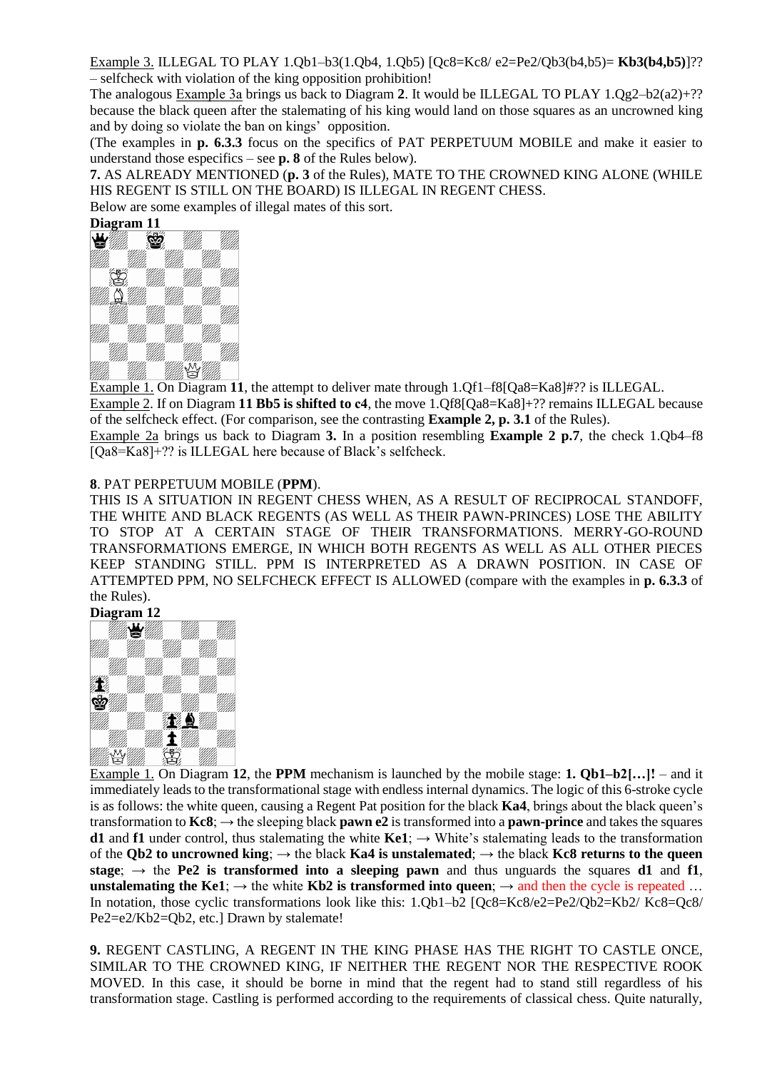Example 3. ILLEGAL TO PLAY 1.Qb1–b3(1.Qb4, 1.Qb5) [Qc8=Kc8/ e2=Pe2/Qb3(b4,b5)= **Kb3(b4,b5)**]?? – selfcheck with violation of the king opposition prohibition!

The analogous Example 3a brings us back to Diagram **2**. It would be ILLEGAL TO PLAY 1.Qg2–b2(a2)+?? because the black queen after the stalemating of his king would land on those squares as an uncrowned king and by doing so violate the ban on kings' opposition.

(The examples in **p. 6.3.3** focus on the specifics of PAT PERPETUUM MOBILE and make it easier to understand those especifics – see **p. 8** of the Rules below).

**7.** AS ALREADY MENTIONED (**p. 3** of the Rules), MATE TO THE CROWNED KING ALONE (WHILE HIS REGENT IS STILL ON THE BOARD) IS ILLEGAL IN REGENT CHESS.

Below are some examples of illegal mates of this sort.

**Diagram 11**

Example 1. On Diagram **11**, the attempt to deliver mate through 1.Qf1–f8[Qa8=Ka8]#?? is ILLEGAL.

Example 2. If on Diagram **11 Bb5 is shifted to c4**, the move 1.Qf8[Qa8=Ka8]+?? remains ILLEGAL because of the selfcheck effect. (For comparison, see the contrasting **Example 2, p. 3.1** of the Rules).

Example 2a brings us back to Diagram **3.** In a position resembling **Example 2 p.7**, the check 1.Qb4–f8 [Qa8=Ka8]+?? is ILLEGAL here because of Black's selfcheck.

**8**. PAT PERPETUUM MOBILE (**PPM**).

THIS IS A SITUATION IN REGENT CHESS WHEN, AS A RESULT OF RECIPROCAL STANDOFF, THE WHITE AND BLACK REGENTS (AS WELL AS THEIR PAWN-PRINCES) LOSE THE ABILITY TO STOP AT A CERTAIN STAGE OF THEIR TRANSFORMATIONS. MERRY-GO-ROUND TRANSFORMATIONS EMERGE, IN WHICH BOTH REGENTS AS WELL AS ALL OTHER PIECES KEEP STANDING STILL. PPM IS INTERPRETED AS A DRAWN POSITION. IN CASE OF ATTEMPTED PPM, NO SELFCHECK EFFECT IS ALLOWED (compare with the examples in **p. 6.3.3** of the Rules).

**Diagram 12**

Example 1. On Diagram **12**, the **PPM** mechanism is launched by the mobile stage: **1. Qb1–b2[…]!** – and it immediately leads to the transformational stage with endless internal dynamics. The logic of this 6-stroke cycle is as follows: the white queen, causing a Regent Pat position for the black **Ka4**, brings about the black queen's transformation to **Kc8**; → the sleeping black **pawn e2** is transformed into a **pawn-prince** and takes the squares **d1** and **f1** under control, thus stalemating the white **Ke1**; → White's stalemating leads to the transformation of the **Qb2 to uncrowned king**; → the black **Ka4 is unstalemated**; → the black **Kc8 returns to the queen stage**; → the **Pe2 is transformed into a sleeping pawn** and thus unguards the squares **d1** and **f1**, **unstalemating the Ke1**; → the white **Kb2 is transformed into queen**; → and then the cycle is repeated …

In notation, those cyclic transformations look like this: 1.Qb1–b2 [Qc8=Kc8/e2=Pe2/Qb2=Kb2/ Kc8=Qc8/ Pe2=e2/Kb2=Qb2, etc.] Drawn by stalemate!

**9.** REGENT CASTLING, A REGENT IN THE KING PHASE HAS THE RIGHT TO CASTLE ONCE, SIMILAR TO THE CROWNED KING, IF NEITHER THE REGENT NOR THE RESPECTIVE ROOK MOVED. In this case, it should be borne in mind that the regent had to stand still regardless of his transformation stage. Castling is performed according to the requirements of classical chess. Quite naturally,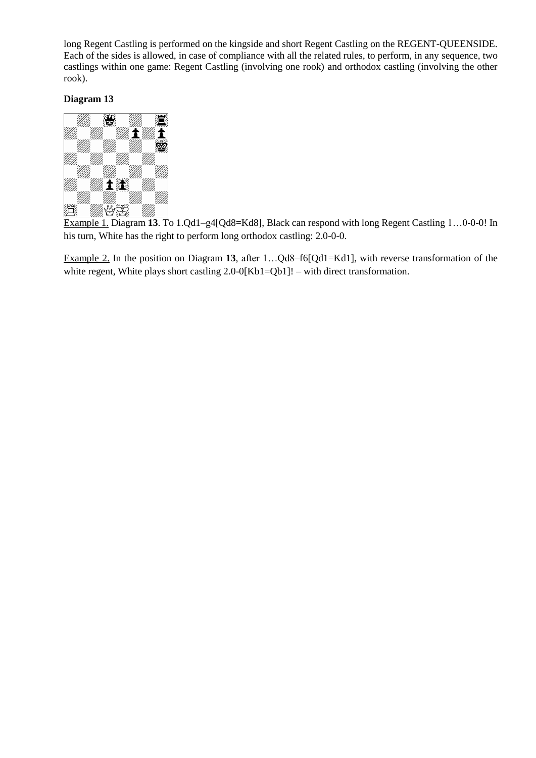long Regent Castling is performed on the kingside and short Regent Castling on the REGENT-QUEENSIDE. Each of the sides is allowed, in case of compliance with all the related rules, to perform, in any sequence, two castlings within one game: Regent Castling (involving one rook) and orthodox castling (involving the other rook).

**Diagram 13**

Example 1. Diagram **13**. To 1.Qd1–g4[Qd8=Kd8], Black can respond with long Regent Castling 1…0-0-0! In his turn, White has the right to perform long orthodox castling: 2.0-0-0.

Example 2. In the position on Diagram **13**, after 1…Qd8–f6[Qd1=Kd1], with reverse transformation of the white regent, White plays short castling 2.0-0[Kb1=Qb1]! – with direct transformation.